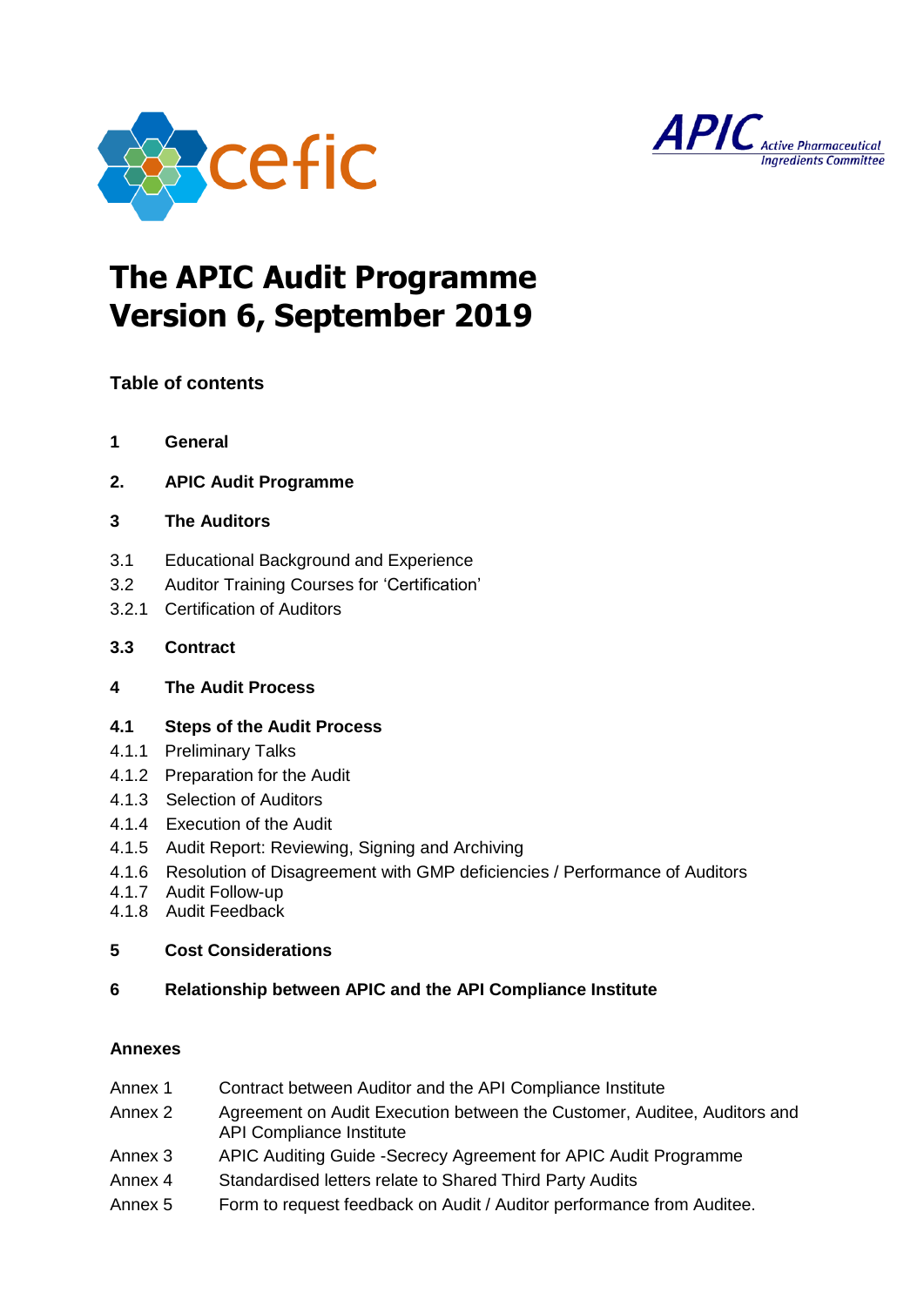# The APIC Audit Programme
# Version 6, September 2019

**Table of contents**

**1 General**

**2. APIC Audit Programme**

**3 The Auditors**

3.1 Educational Background and Experience
3.2 Auditor Training Courses for 'Certification'
3.2.1 Certification of Auditors

**3.3 Contract**

**4 The Audit Process**

**4.1 Steps of the Audit Process**
4.1.1 Preliminary Talks
4.1.2 Preparation for the Audit
4.1.3 Selection of Auditors
4.1.4 Execution of the Audit
4.1.5 Audit Report: Reviewing, Signing and Archiving
4.1.6 Resolution of Disagreement with GMP deficiencies / Performance of Auditors
4.1.7 Audit Follow-up
4.1.8 Audit Feedback

**5 Cost Considerations**

**6 Relationship between APIC and the API Compliance Institute**

**Annexes**

| | |
|---|---|
| Annex 1 | Contract between Auditor and the API Compliance Institute |
| Annex 2 | Agreement on Audit Execution between the Customer, Auditee, Auditors and API Compliance Institute |
| Annex 3 | APIC Auditing Guide -Secrecy Agreement for APIC Audit Programme |
| Annex 4 | Standardised letters relate to Shared Third Party Audits |
| Annex 5 | Form to request feedback on Audit / Auditor performance from Auditee. |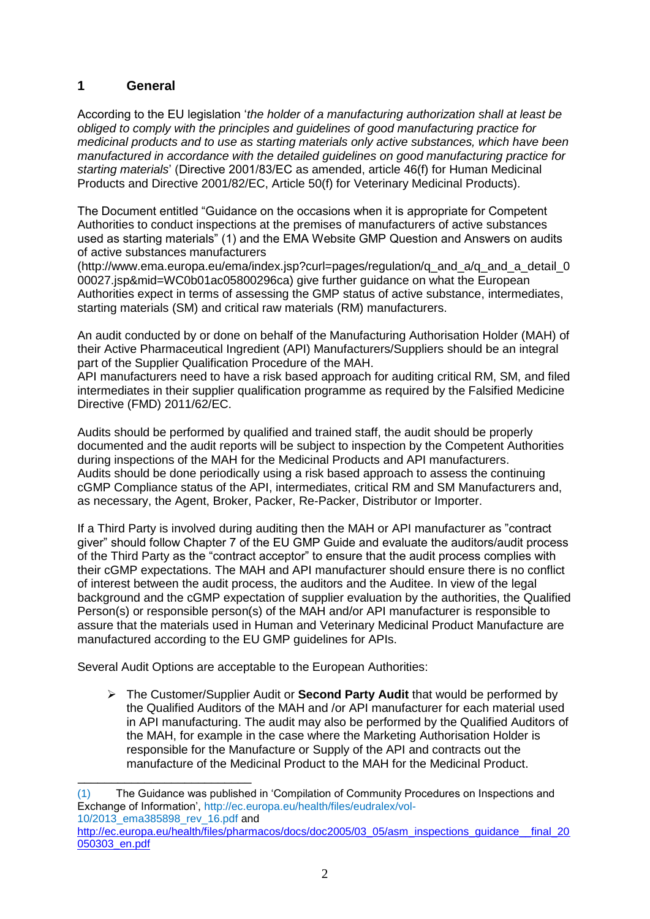# 1 General

According to the EU legislation '*the holder of a manufacturing authorization shall at least be obliged to comply with the principles and guidelines of good manufacturing practice for medicinal products and to use as starting materials only active substances, which have been manufactured in accordance with the detailed guidelines on good manufacturing practice for starting materials*' (Directive 2001/83/EC as amended, article 46(f) for Human Medicinal Products and Directive 2001/82/EC, Article 50(f) for Veterinary Medicinal Products).

The Document entitled "Guidance on the occasions when it is appropriate for Competent Authorities to conduct inspections at the premises of manufacturers of active substances used as starting materials" (1) and the EMA Website GMP Question and Answers on audits of active substances manufacturers (http://www.ema.europa.eu/ema/index.jsp?curl=pages/regulation/q_and_a/q_and_a_detail_000027.jsp&mid=WC0b01ac05800296ca) give further guidance on what the European Authorities expect in terms of assessing the GMP status of active substance, intermediates, starting materials (SM) and critical raw materials (RM) manufacturers.

An audit conducted by or done on behalf of the Manufacturing Authorisation Holder (MAH) of their Active Pharmaceutical Ingredient (API) Manufacturers/Suppliers should be an integral part of the Supplier Qualification Procedure of the MAH.
API manufacturers need to have a risk based approach for auditing critical RM, SM, and filed intermediates in their supplier qualification programme as required by the Falsified Medicine Directive (FMD) 2011/62/EC.

Audits should be performed by qualified and trained staff, the audit should be properly documented and the audit reports will be subject to inspection by the Competent Authorities during inspections of the MAH for the Medicinal Products and API manufacturers.
Audits should be done periodically using a risk based approach to assess the continuing cGMP Compliance status of the API, intermediates, critical RM and SM Manufacturers and, as necessary, the Agent, Broker, Packer, Re-Packer, Distributor or Importer.

If a Third Party is involved during auditing then the MAH or API manufacturer as "contract giver" should follow Chapter 7 of the EU GMP Guide and evaluate the auditors/audit process of the Third Party as the "contract acceptor" to ensure that the audit process complies with their cGMP expectations. The MAH and API manufacturer should ensure there is no conflict of interest between the audit process, the auditors and the Auditee. In view of the legal background and the cGMP expectation of supplier evaluation by the authorities, the Qualified Person(s) or responsible person(s) of the MAH and/or API manufacturer is responsible to assure that the materials used in Human and Veterinary Medicinal Product Manufacture are manufactured according to the EU GMP guidelines for APIs.

Several Audit Options are acceptable to the European Authorities:

- The Customer/Supplier Audit or **Second Party Audit** that would be performed by the Qualified Auditors of the MAH and /or API manufacturer for each material used in API manufacturing. The audit may also be performed by the Qualified Auditors of the MAH, for example in the case where the Marketing Authorisation Holder is responsible for the Manufacture or Supply of the API and contracts out the manufacture of the Medicinal Product to the MAH for the Medicinal Product.

---

(1) The Guidance was published in 'Compilation of Community Procedures on Inspections and Exchange of Information', http://ec.europa.eu/health/files/eudralex/vol-10/2013_ema385898_rev_16.pdf and http://ec.europa.eu/health/files/pharmacos/docs/doc2005/03_05/asm_inspections_guidance__final_20050303_en.pdf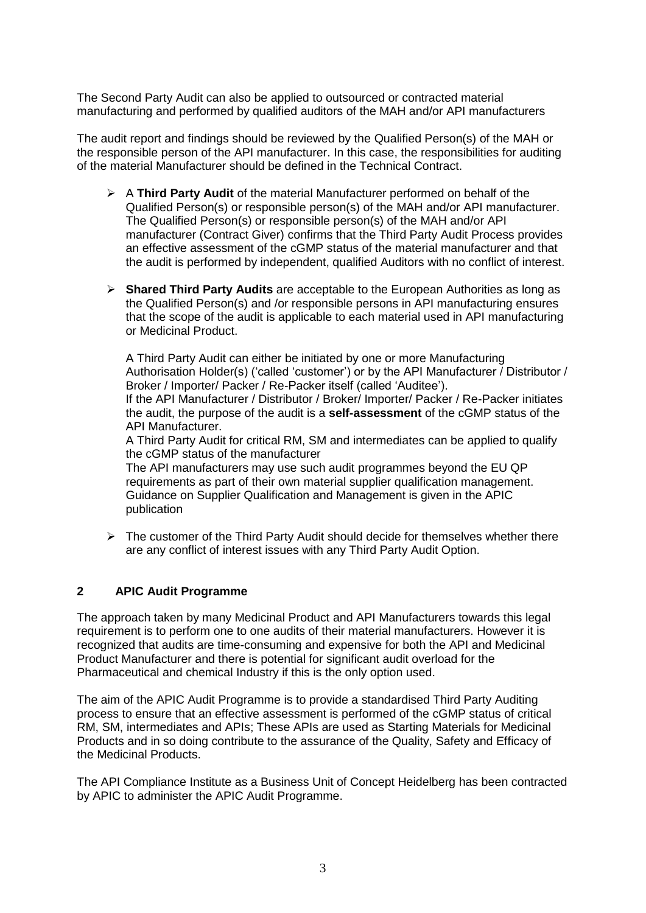The Second Party Audit can also be applied to outsourced or contracted material manufacturing and performed by qualified auditors of the MAH and/or API manufacturers

The audit report and findings should be reviewed by the Qualified Person(s) of the MAH or the responsible person of the API manufacturer. In this case, the responsibilities for auditing of the material Manufacturer should be defined in the Technical Contract.

- A **Third Party Audit** of the material Manufacturer performed on behalf of the Qualified Person(s) or responsible person(s) of the MAH and/or API manufacturer. The Qualified Person(s) or responsible person(s) of the MAH and/or API manufacturer (Contract Giver) confirms that the Third Party Audit Process provides an effective assessment of the cGMP status of the material manufacturer and that the audit is performed by independent, qualified Auditors with no conflict of interest.

- **Shared Third Party Audits** are acceptable to the European Authorities as long as the Qualified Person(s) and /or responsible persons in API manufacturing ensures that the scope of the audit is applicable to each material used in API manufacturing or Medicinal Product.

  A Third Party Audit can either be initiated by one or more Manufacturing Authorisation Holder(s) ('called 'customer') or by the API Manufacturer / Distributor / Broker / Importer/ Packer / Re-Packer itself (called 'Auditee').
  If the API Manufacturer / Distributor / Broker/ Importer/ Packer / Re-Packer initiates the audit, the purpose of the audit is a **self-assessment** of the cGMP status of the API Manufacturer.
  A Third Party Audit for critical RM, SM and intermediates can be applied to qualify the cGMP status of the manufacturer
  The API manufacturers may use such audit programmes beyond the EU QP requirements as part of their own material supplier qualification management. Guidance on Supplier Qualification and Management is given in the APIC publication

- The customer of the Third Party Audit should decide for themselves whether there are any conflict of interest issues with any Third Party Audit Option.

## 2 APIC Audit Programme

The approach taken by many Medicinal Product and API Manufacturers towards this legal requirement is to perform one to one audits of their material manufacturers. However it is recognized that audits are time-consuming and expensive for both the API and Medicinal Product Manufacturer and there is potential for significant audit overload for the Pharmaceutical and chemical Industry if this is the only option used.

The aim of the APIC Audit Programme is to provide a standardised Third Party Auditing process to ensure that an effective assessment is performed of the cGMP status of critical RM, SM, intermediates and APIs; These APIs are used as Starting Materials for Medicinal Products and in so doing contribute to the assurance of the Quality, Safety and Efficacy of the Medicinal Products.

The API Compliance Institute as a Business Unit of Concept Heidelberg has been contracted by APIC to administer the APIC Audit Programme.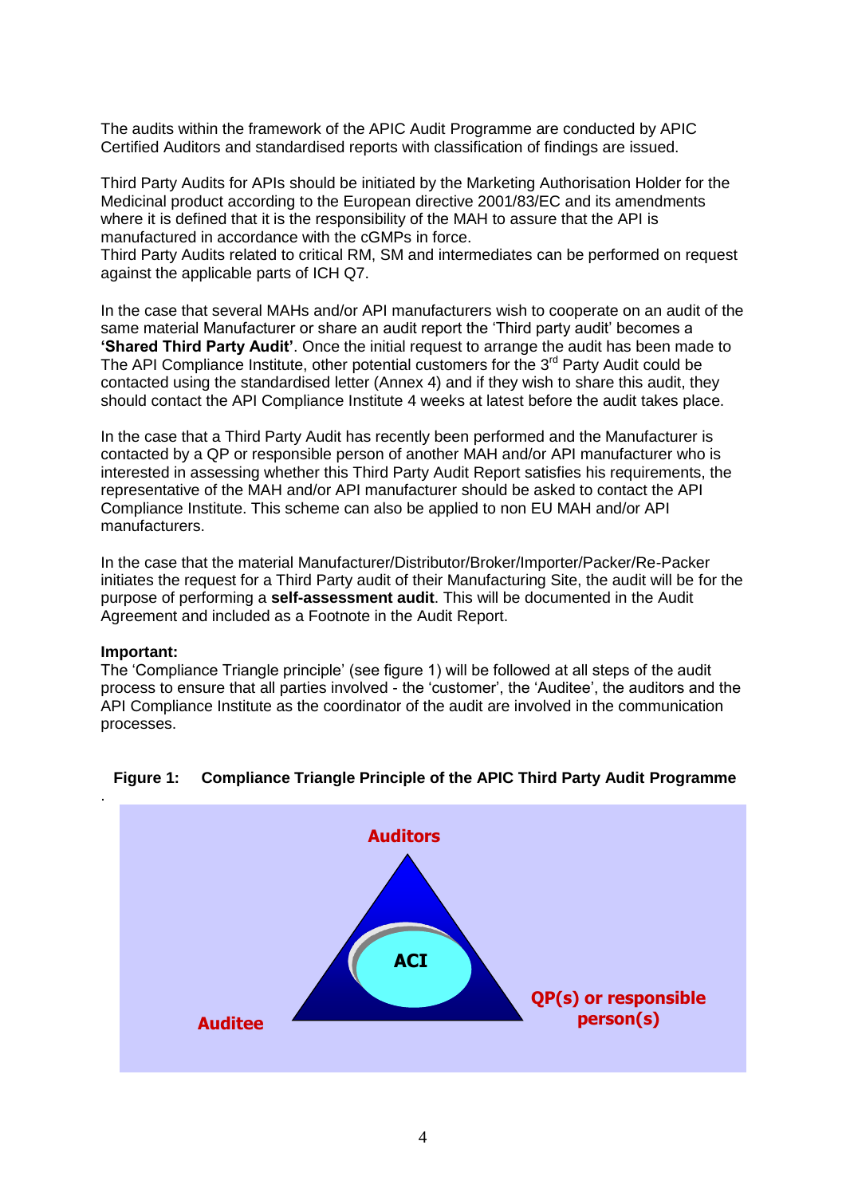The audits within the framework of the APIC Audit Programme are conducted by APIC Certified Auditors and standardised reports with classification of findings are issued.

Third Party Audits for APIs should be initiated by the Marketing Authorisation Holder for the Medicinal product according to the European directive 2001/83/EC and its amendments where it is defined that it is the responsibility of the MAH to assure that the API is manufactured in accordance with the cGMPs in force.
Third Party Audits related to critical RM, SM and intermediates can be performed on request against the applicable parts of ICH Q7.

In the case that several MAHs and/or API manufacturers wish to cooperate on an audit of the same material Manufacturer or share an audit report the 'Third party audit' becomes a **'Shared Third Party Audit'**. Once the initial request to arrange the audit has been made to The API Compliance Institute, other potential customers for the 3rd Party Audit could be contacted using the standardised letter (Annex 4) and if they wish to share this audit, they should contact the API Compliance Institute 4 weeks at latest before the audit takes place.

In the case that a Third Party Audit has recently been performed and the Manufacturer is contacted by a QP or responsible person of another MAH and/or API manufacturer who is interested in assessing whether this Third Party Audit Report satisfies his requirements, the representative of the MAH and/or API manufacturer should be asked to contact the API Compliance Institute. This scheme can also be applied to non EU MAH and/or API manufacturers.

In the case that the material Manufacturer/Distributor/Broker/Importer/Packer/Re-Packer initiates the request for a Third Party audit of their Manufacturing Site, the audit will be for the purpose of performing a **self-assessment audit**. This will be documented in the Audit Agreement and included as a Footnote in the Audit Report.

**Important:**
The 'Compliance Triangle principle' (see figure 1) will be followed at all steps of the audit process to ensure that all parties involved - the 'customer', the 'Auditee', the auditors and the API Compliance Institute as the coordinator of the audit are involved in the communication processes.

**Figure 1: Compliance Triangle Principle of the APIC Third Party Audit Programme**

Auditors

ACI

Auditee

QP(s) or responsible person(s)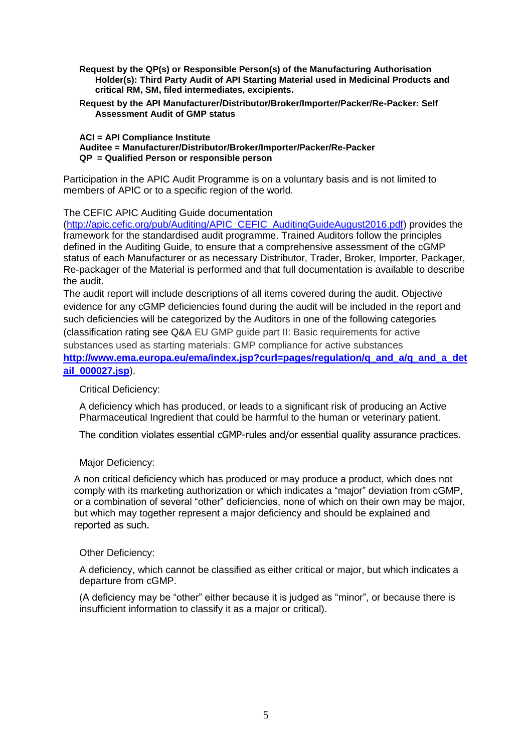**Request by the QP(s) or Responsible Person(s) of the Manufacturing Authorisation Holder(s): Third Party Audit of API Starting Material used in Medicinal Products and critical RM, SM, filed intermediates, excipients.**

**Request by the API Manufacturer/Distributor/Broker/Importer/Packer/Re-Packer: Self Assessment Audit of GMP status**

**ACI = API Compliance Institute**
**Auditee = Manufacturer/Distributor/Broker/Importer/Packer/Re-Packer**
**QP = Qualified Person or responsible person**

Participation in the APIC Audit Programme is on a voluntary basis and is not limited to members of APIC or to a specific region of the world.

The CEFIC APIC Auditing Guide documentation (http://apic.cefic.org/pub/Auditing/APIC_CEFIC_AuditingGuideAugust2016.pdf) provides the framework for the standardised audit programme. Trained Auditors follow the principles defined in the Auditing Guide, to ensure that a comprehensive assessment of the cGMP status of each Manufacturer or as necessary Distributor, Trader, Broker, Importer, Packager, Re-packager of the Material is performed and that full documentation is available to describe the audit.

The audit report will include descriptions of all items covered during the audit. Objective evidence for any cGMP deficiencies found during the audit will be included in the report and such deficiencies will be categorized by the Auditors in one of the following categories (classification rating see Q&A EU GMP guide part II: Basic requirements for active substances used as starting materials: GMP compliance for active substances **http://www.ema.europa.eu/ema/index.jsp?curl=pages/regulation/q_and_a/q_and_a_detail_000027.jsp**).

Critical Deficiency:

A deficiency which has produced, or leads to a significant risk of producing an Active Pharmaceutical Ingredient that could be harmful to the human or veterinary patient.

The condition violates essential cGMP-rules and/or essential quality assurance practices.

Major Deficiency:

A non critical deficiency which has produced or may produce a product, which does not comply with its marketing authorization or which indicates a "major" deviation from cGMP, or a combination of several "other" deficiencies, none of which on their own may be major, but which may together represent a major deficiency and should be explained and reported as such.

Other Deficiency:

A deficiency, which cannot be classified as either critical or major, but which indicates a departure from cGMP.

(A deficiency may be "other" either because it is judged as "minor", or because there is insufficient information to classify it as a major or critical).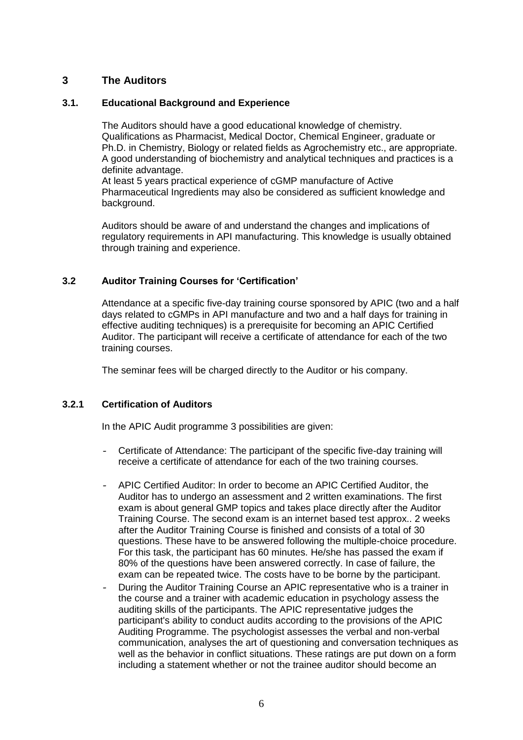## 3 The Auditors

### 3.1. Educational Background and Experience

The Auditors should have a good educational knowledge of chemistry. Qualifications as Pharmacist, Medical Doctor, Chemical Engineer, graduate or Ph.D. in Chemistry, Biology or related fields as Agrochemistry etc., are appropriate. A good understanding of biochemistry and analytical techniques and practices is a definite advantage.
At least 5 years practical experience of cGMP manufacture of Active Pharmaceutical Ingredients may also be considered as sufficient knowledge and background.

Auditors should be aware of and understand the changes and implications of regulatory requirements in API manufacturing. This knowledge is usually obtained through training and experience.

### 3.2 Auditor Training Courses for 'Certification'

Attendance at a specific five-day training course sponsored by APIC (two and a half days related to cGMPs in API manufacture and two and a half days for training in effective auditing techniques) is a prerequisite for becoming an APIC Certified Auditor. The participant will receive a certificate of attendance for each of the two training courses.

The seminar fees will be charged directly to the Auditor or his company.

#### 3.2.1 Certification of Auditors

In the APIC Audit programme 3 possibilities are given:

- Certificate of Attendance: The participant of the specific five-day training will receive a certificate of attendance for each of the two training courses.
- APIC Certified Auditor: In order to become an APIC Certified Auditor, the Auditor has to undergo an assessment and 2 written examinations. The first exam is about general GMP topics and takes place directly after the Auditor Training Course. The second exam is an internet based test approx.. 2 weeks after the Auditor Training Course is finished and consists of a total of 30 questions. These have to be answered following the multiple-choice procedure. For this task, the participant has 60 minutes. He/she has passed the exam if 80% of the questions have been answered correctly. In case of failure, the exam can be repeated twice. The costs have to be borne by the participant.
- During the Auditor Training Course an APIC representative who is a trainer in the course and a trainer with academic education in psychology assess the auditing skills of the participants. The APIC representative judges the participant's ability to conduct audits according to the provisions of the APIC Auditing Programme. The psychologist assesses the verbal and non-verbal communication, analyses the art of questioning and conversation techniques as well as the behavior in conflict situations. These ratings are put down on a form including a statement whether or not the trainee auditor should become an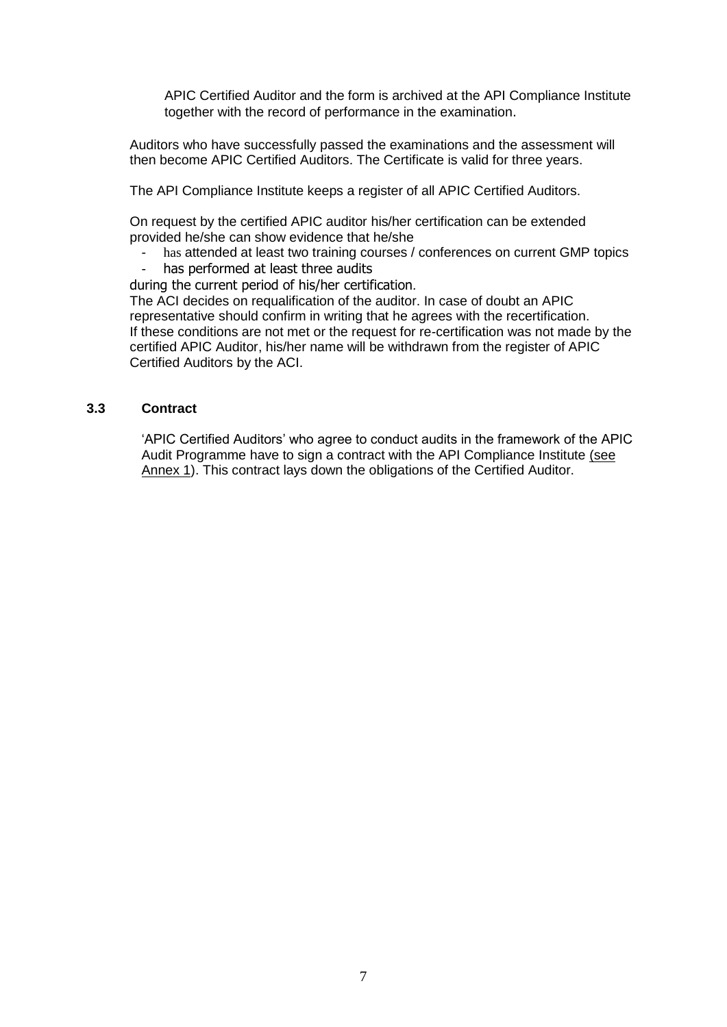APIC Certified Auditor and the form is archived at the API Compliance Institute together with the record of performance in the examination.

Auditors who have successfully passed the examinations and the assessment will then become APIC Certified Auditors. The Certificate is valid for three years.

The API Compliance Institute keeps a register of all APIC Certified Auditors.

On request by the certified APIC auditor his/her certification can be extended provided he/she can show evidence that he/she

- has attended at least two training courses / conferences on current GMP topics
- has performed at least three audits

during the current period of his/her certification.

The ACI decides on requalification of the auditor. In case of doubt an APIC representative should confirm in writing that he agrees with the recertification.
If these conditions are not met or the request for re-certification was not made by the certified APIC Auditor, his/her name will be withdrawn from the register of APIC Certified Auditors by the ACI.

### 3.3 Contract

'APIC Certified Auditors' who agree to conduct audits in the framework of the APIC Audit Programme have to sign a contract with the API Compliance Institute (see Annex 1). This contract lays down the obligations of the Certified Auditor.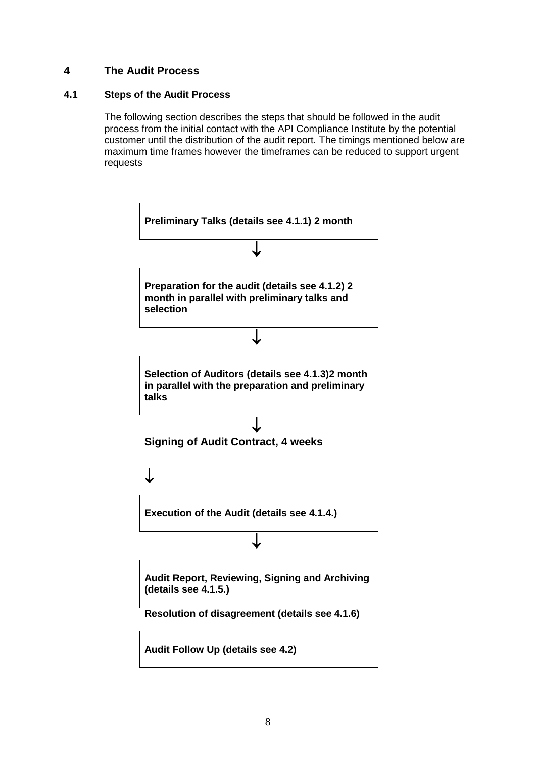# 4 The Audit Process

## 4.1 Steps of the Audit Process

The following section describes the steps that should be followed in the audit process from the initial contact with the API Compliance Institute by the potential customer until the distribution of the audit report. The timings mentioned below are maximum time frames however the timeframes can be reduced to support urgent requests

**Preliminary Talks (details see 4.1.1) 2 month**

↓

**Preparation for the audit (details see 4.1.2) 2 month in parallel with preliminary talks and selection**

↓

**Selection of Auditors (details see 4.1.3)2 month in parallel with the preparation and preliminary talks**

↓

**Signing of Audit Contract, 4 weeks**

↓

**Execution of the Audit (details see 4.1.4.)**

↓

**Audit Report, Reviewing, Signing and Archiving (details see 4.1.5.)**

**Resolution of disagreement (details see 4.1.6)**

**Audit Follow Up (details see 4.2)**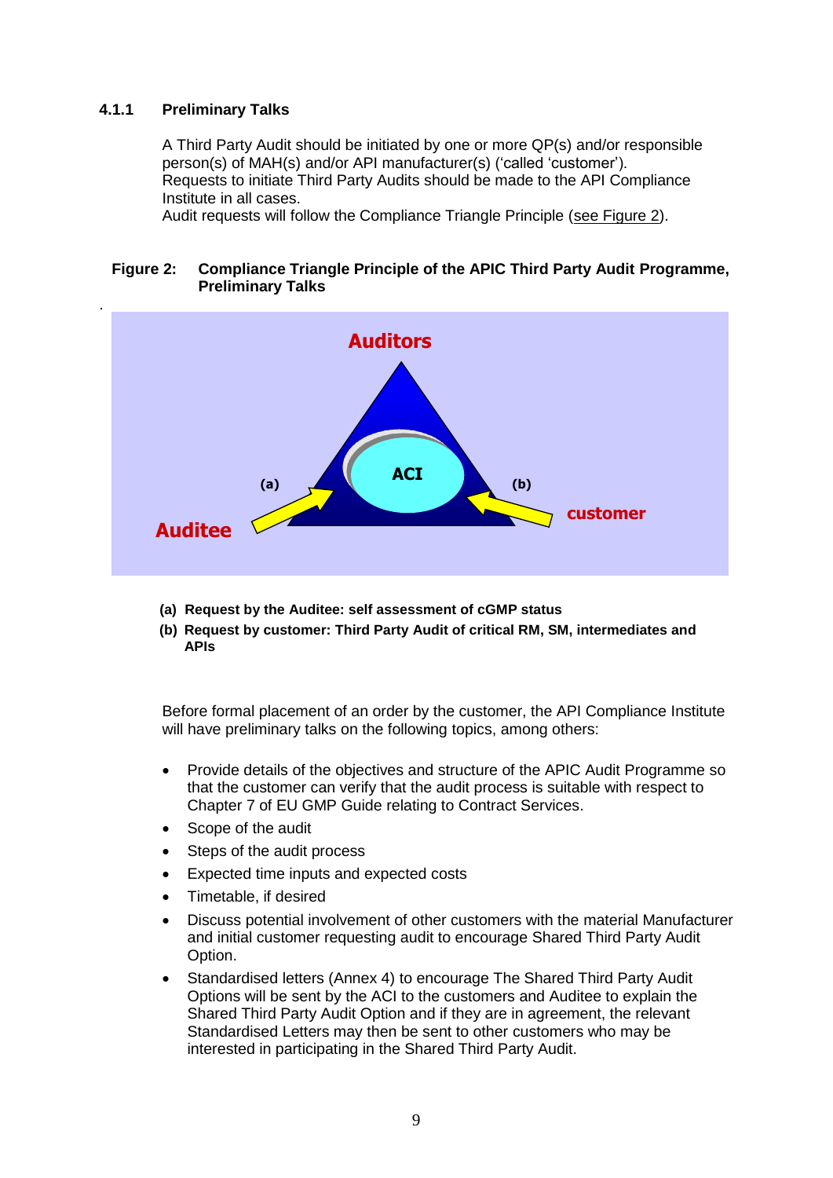### 4.1.1 Preliminary Talks

A Third Party Audit should be initiated by one or more QP(s) and/or responsible person(s) of MAH(s) and/or API manufacturer(s) ('called 'customer').
Requests to initiate Third Party Audits should be made to the API Compliance Institute in all cases.
Audit requests will follow the Compliance Triangle Principle (see Figure 2).

**Figure 2: Compliance Triangle Principle of the APIC Third Party Audit Programme, Preliminary Talks**

**(a) Request by the Auditee: self assessment of cGMP status**

**(b) Request by customer: Third Party Audit of critical RM, SM, intermediates and APIs**

Before formal placement of an order by the customer, the API Compliance Institute will have preliminary talks on the following topics, among others:

- Provide details of the objectives and structure of the APIC Audit Programme so that the customer can verify that the audit process is suitable with respect to Chapter 7 of EU GMP Guide relating to Contract Services.
- Scope of the audit
- Steps of the audit process
- Expected time inputs and expected costs
- Timetable, if desired
- Discuss potential involvement of other customers with the material Manufacturer and initial customer requesting audit to encourage Shared Third Party Audit Option.
- Standardised letters (Annex 4) to encourage The Shared Third Party Audit Options will be sent by the ACI to the customers and Auditee to explain the Shared Third Party Audit Option and if they are in agreement, the relevant Standardised Letters may then be sent to other customers who may be interested in participating in the Shared Third Party Audit.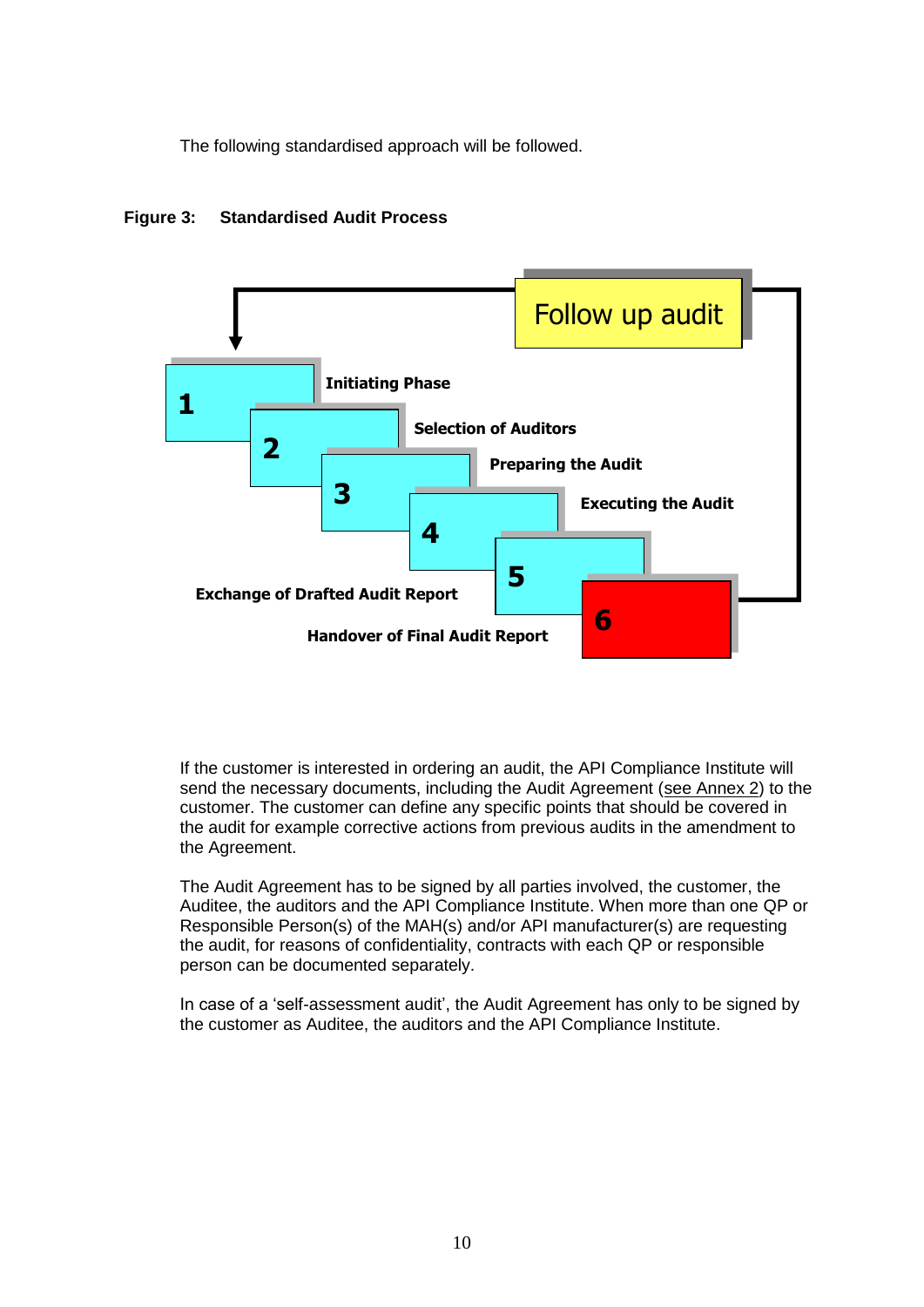The following standardised approach will be followed.

**Figure 3: Standardised Audit Process**

Follow up audit

1 Initiating Phase

2 Selection of Auditors

3 Preparing the Audit

4 Executing the Audit

5 Exchange of Drafted Audit Report

6 Handover of Final Audit Report

If the customer is interested in ordering an audit, the API Compliance Institute will send the necessary documents, including the Audit Agreement (see Annex 2) to the customer. The customer can define any specific points that should be covered in the audit for example corrective actions from previous audits in the amendment to the Agreement.

The Audit Agreement has to be signed by all parties involved, the customer, the Auditee, the auditors and the API Compliance Institute. When more than one QP or Responsible Person(s) of the MAH(s) and/or API manufacturer(s) are requesting the audit, for reasons of confidentiality, contracts with each QP or responsible person can be documented separately.

In case of a 'self-assessment audit', the Audit Agreement has only to be signed by the customer as Auditee, the auditors and the API Compliance Institute.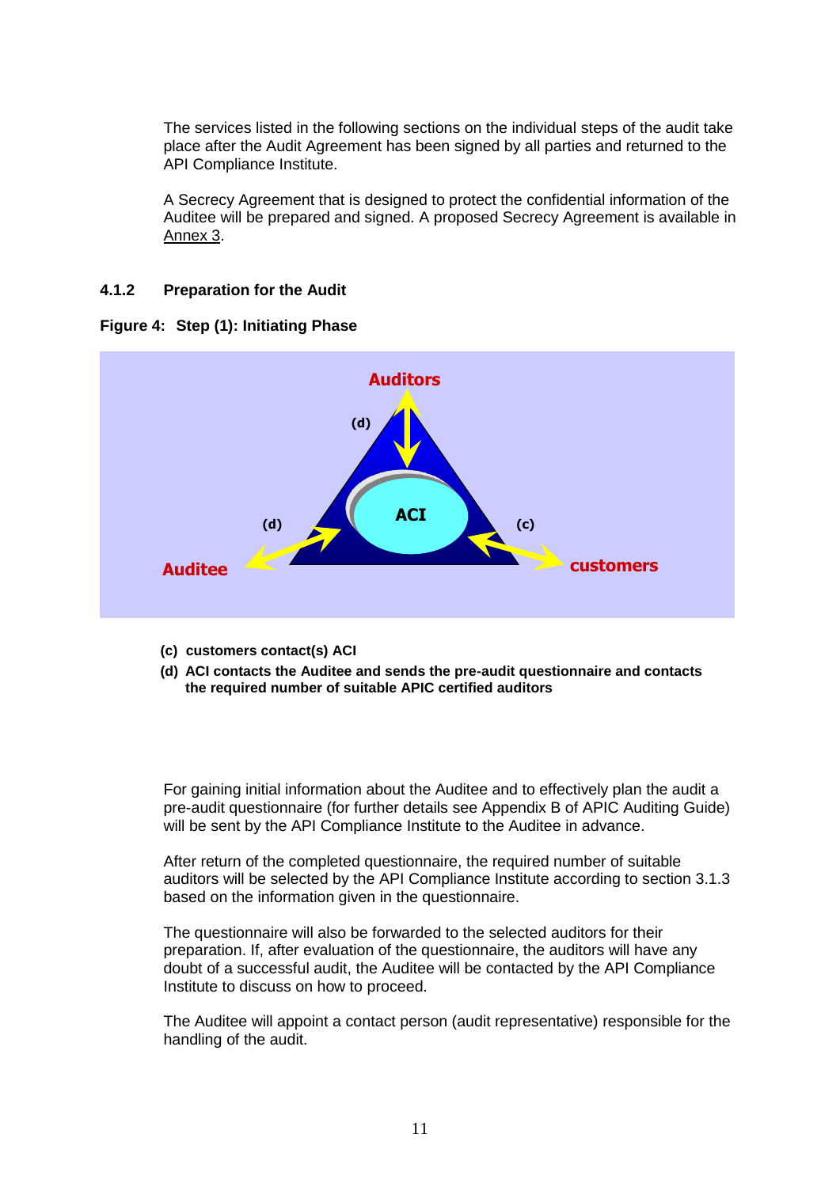The services listed in the following sections on the individual steps of the audit take place after the Audit Agreement has been signed by all parties and returned to the API Compliance Institute.

A Secrecy Agreement that is designed to protect the confidential information of the Auditee will be prepared and signed. A proposed Secrecy Agreement is available in Annex 3.

### 4.1.2 Preparation for the Audit

**Figure 4: Step (1): Initiating Phase**

**(c) customers contact(s) ACI**

**(d) ACI contacts the Auditee and sends the pre-audit questionnaire and contacts the required number of suitable APIC certified auditors**

For gaining initial information about the Auditee and to effectively plan the audit a pre-audit questionnaire (for further details see Appendix B of APIC Auditing Guide) will be sent by the API Compliance Institute to the Auditee in advance.

After return of the completed questionnaire, the required number of suitable auditors will be selected by the API Compliance Institute according to section 3.1.3 based on the information given in the questionnaire.

The questionnaire will also be forwarded to the selected auditors for their preparation. If, after evaluation of the questionnaire, the auditors will have any doubt of a successful audit, the Auditee will be contacted by the API Compliance Institute to discuss on how to proceed.

The Auditee will appoint a contact person (audit representative) responsible for the handling of the audit.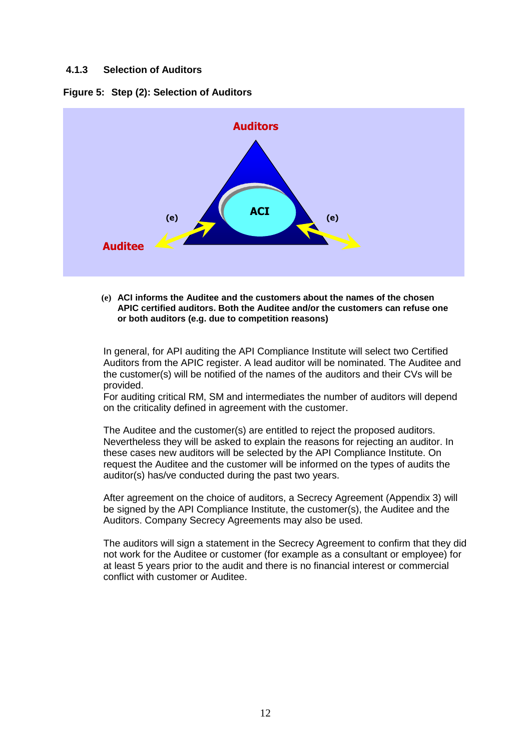### 4.1.3 Selection of Auditors

**Figure 5: Step (2): Selection of Auditors**

Auditors

ACI

(e) (e)

Auditee

**(e) ACI informs the Auditee and the customers about the names of the chosen APIC certified auditors. Both the Auditee and/or the customers can refuse one or both auditors (e.g. due to competition reasons)**

In general, for API auditing the API Compliance Institute will select two Certified Auditors from the APIC register. A lead auditor will be nominated. The Auditee and the customer(s) will be notified of the names of the auditors and their CVs will be provided.
For auditing critical RM, SM and intermediates the number of auditors will depend on the criticality defined in agreement with the customer.

The Auditee and the customer(s) are entitled to reject the proposed auditors. Nevertheless they will be asked to explain the reasons for rejecting an auditor. In these cases new auditors will be selected by the API Compliance Institute. On request the Auditee and the customer will be informed on the types of audits the auditor(s) has/ve conducted during the past two years.

After agreement on the choice of auditors, a Secrecy Agreement (Appendix 3) will be signed by the API Compliance Institute, the customer(s), the Auditee and the Auditors. Company Secrecy Agreements may also be used.

The auditors will sign a statement in the Secrecy Agreement to confirm that they did not work for the Auditee or customer (for example as a consultant or employee) for at least 5 years prior to the audit and there is no financial interest or commercial conflict with customer or Auditee.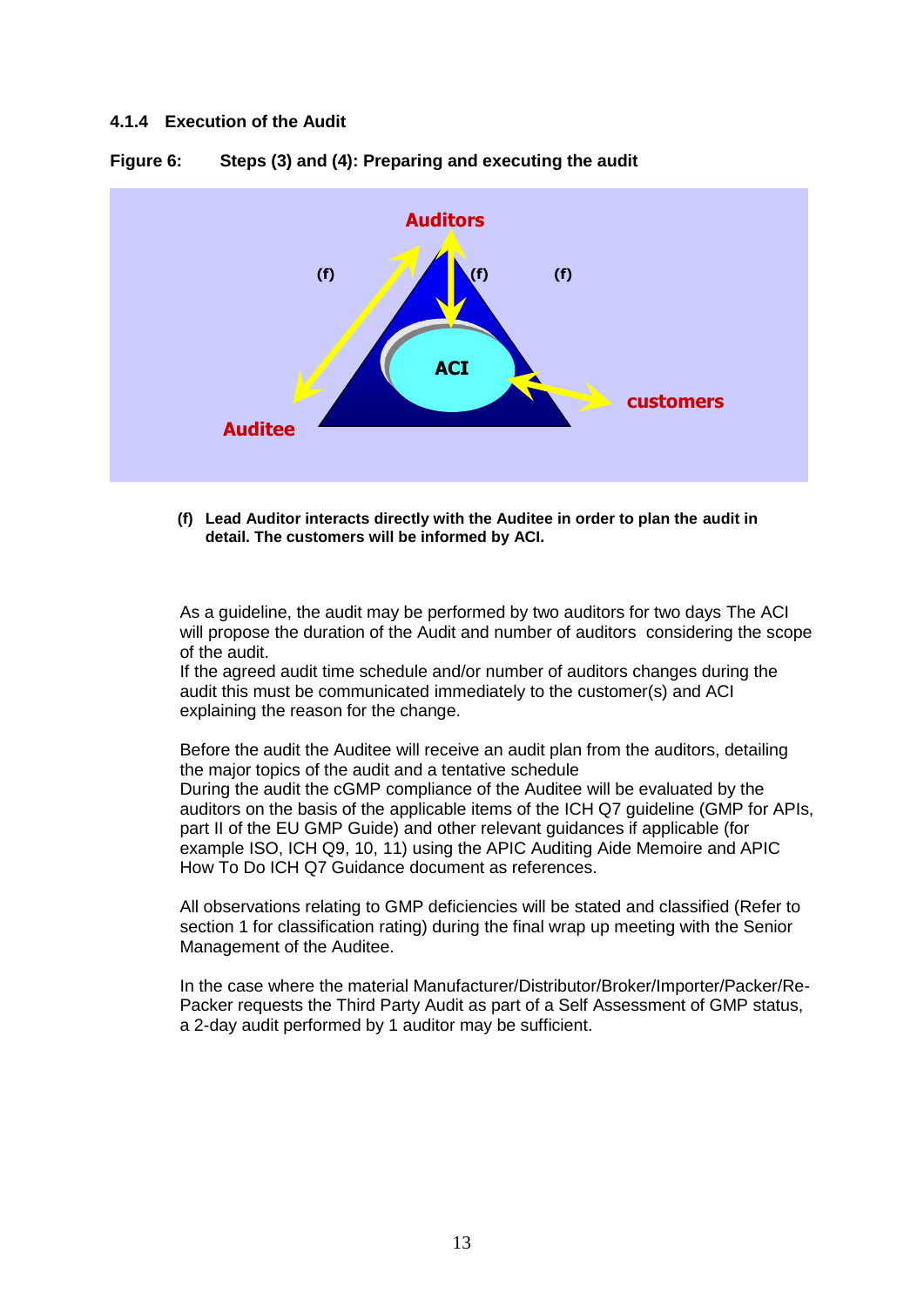### 4.1.4 Execution of the Audit

**Figure 6: Steps (3) and (4): Preparing and executing the audit**

**(f) Lead Auditor interacts directly with the Auditee in order to plan the audit in detail. The customers will be informed by ACI.**

As a guideline, the audit may be performed by two auditors for two days The ACI will propose the duration of the Audit and number of auditors considering the scope of the audit.
If the agreed audit time schedule and/or number of auditors changes during the audit this must be communicated immediately to the customer(s) and ACI explaining the reason for the change.

Before the audit the Auditee will receive an audit plan from the auditors, detailing the major topics of the audit and a tentative schedule
During the audit the cGMP compliance of the Auditee will be evaluated by the auditors on the basis of the applicable items of the ICH Q7 guideline (GMP for APIs, part II of the EU GMP Guide) and other relevant guidances if applicable (for example ISO, ICH Q9, 10, 11) using the APIC Auditing Aide Memoire and APIC How To Do ICH Q7 Guidance document as references.

All observations relating to GMP deficiencies will be stated and classified (Refer to section 1 for classification rating) during the final wrap up meeting with the Senior Management of the Auditee.

In the case where the material Manufacturer/Distributor/Broker/Importer/Packer/Re-Packer requests the Third Party Audit as part of a Self Assessment of GMP status, a 2-day audit performed by 1 auditor may be sufficient.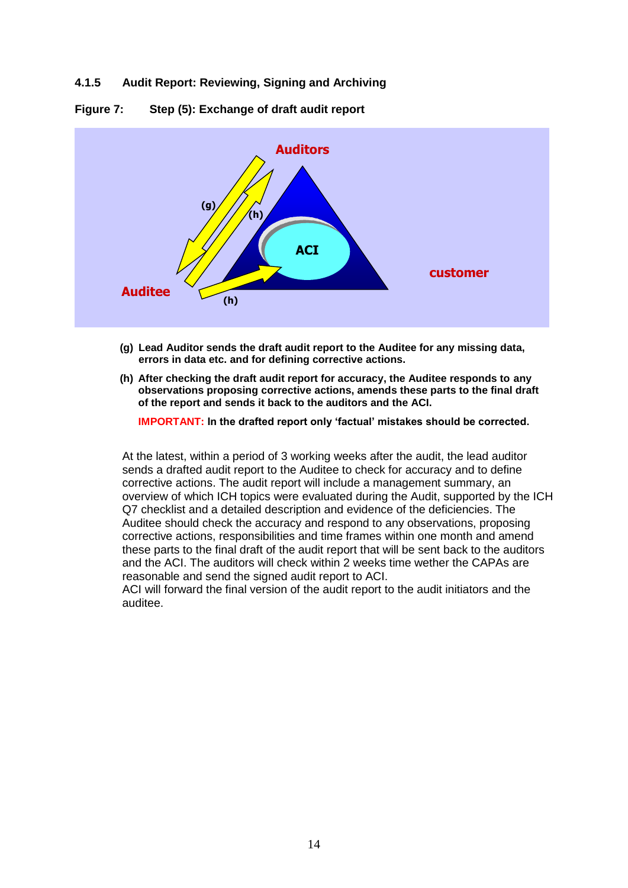### 4.1.5 Audit Report: Reviewing, Signing and Archiving

**Figure 7: Step (5): Exchange of draft audit report**

**(g)** **Lead Auditor sends the draft audit report to the Auditee for any missing data, errors in data etc. and for defining corrective actions.**

**(h)** **After checking the draft audit report for accuracy, the Auditee responds to any observations proposing corrective actions, amends these parts to the final draft of the report and sends it back to the auditors and the ACI.**

**IMPORTANT: In the drafted report only 'factual' mistakes should be corrected.**

At the latest, within a period of 3 working weeks after the audit, the lead auditor sends a drafted audit report to the Auditee to check for accuracy and to define corrective actions. The audit report will include a management summary, an overview of which ICH topics were evaluated during the Audit, supported by the ICH Q7 checklist and a detailed description and evidence of the deficiencies. The Auditee should check the accuracy and respond to any observations, proposing corrective actions, responsibilities and time frames within one month and amend these parts to the final draft of the audit report that will be sent back to the auditors and the ACI. The auditors will check within 2 weeks time wether the CAPAs are reasonable and send the signed audit report to ACI.
ACI will forward the final version of the audit report to the audit initiators and the auditee.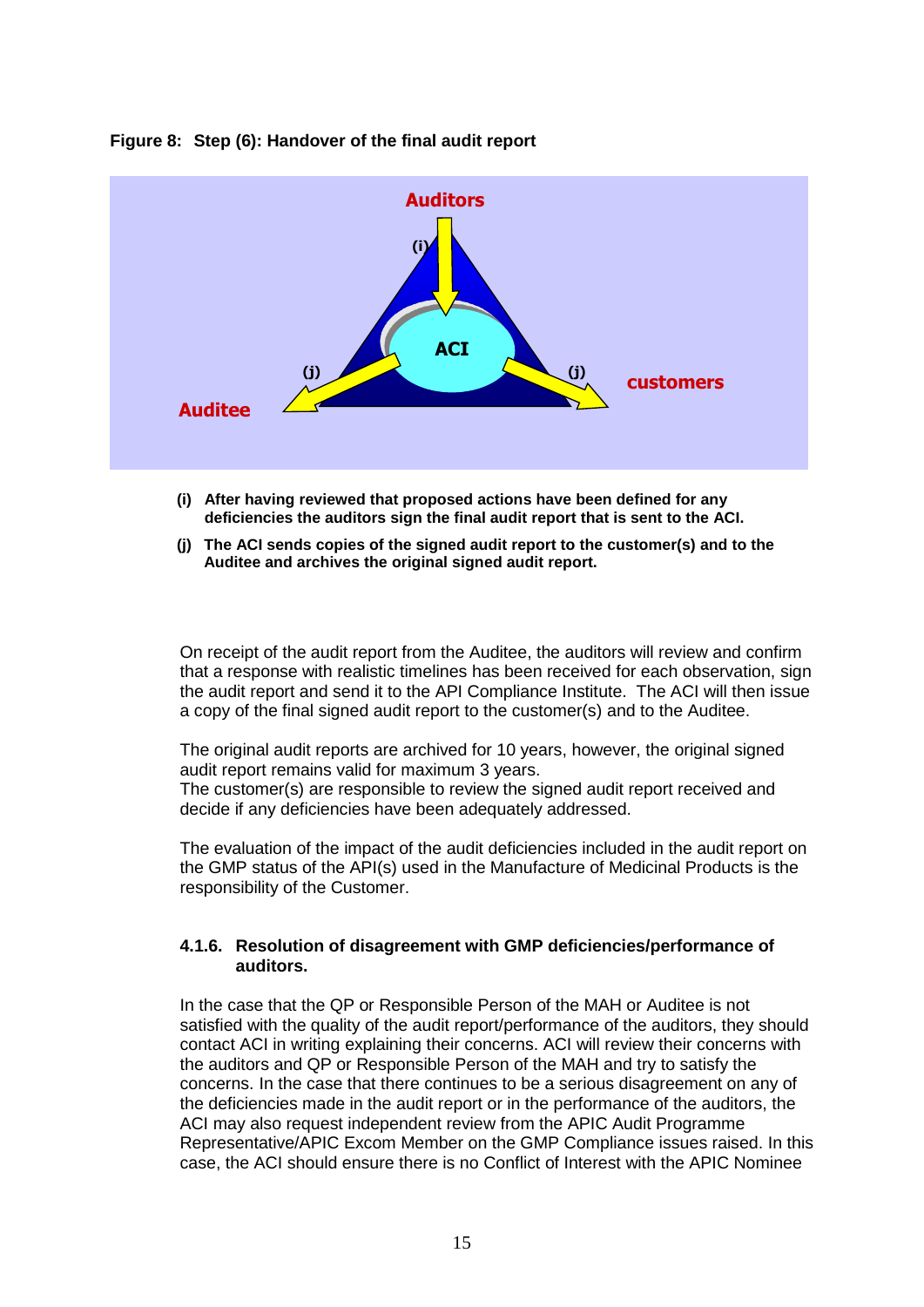**Figure 8: Step (6): Handover of the final audit report**

**(i)** **After having reviewed that proposed actions have been defined for any deficiencies the auditors sign the final audit report that is sent to the ACI.**

**(j)** **The ACI sends copies of the signed audit report to the customer(s) and to the Auditee and archives the original signed audit report.**

On receipt of the audit report from the Auditee, the auditors will review and confirm that a response with realistic timelines has been received for each observation, sign the audit report and send it to the API Compliance Institute. The ACI will then issue a copy of the final signed audit report to the customer(s) and to the Auditee.

The original audit reports are archived for 10 years, however, the original signed audit report remains valid for maximum 3 years.
The customer(s) are responsible to review the signed audit report received and decide if any deficiencies have been adequately addressed.

The evaluation of the impact of the audit deficiencies included in the audit report on the GMP status of the API(s) used in the Manufacture of Medicinal Products is the responsibility of the Customer.

#### 4.1.6. Resolution of disagreement with GMP deficiencies/performance of auditors.

In the case that the QP or Responsible Person of the MAH or Auditee is not satisfied with the quality of the audit report/performance of the auditors, they should contact ACI in writing explaining their concerns. ACI will review their concerns with the auditors and QP or Responsible Person of the MAH and try to satisfy the concerns. In the case that there continues to be a serious disagreement on any of the deficiencies made in the audit report or in the performance of the auditors, the ACI may also request independent review from the APIC Audit Programme Representative/APIC Excom Member on the GMP Compliance issues raised. In this case, the ACI should ensure there is no Conflict of Interest with the APIC Nominee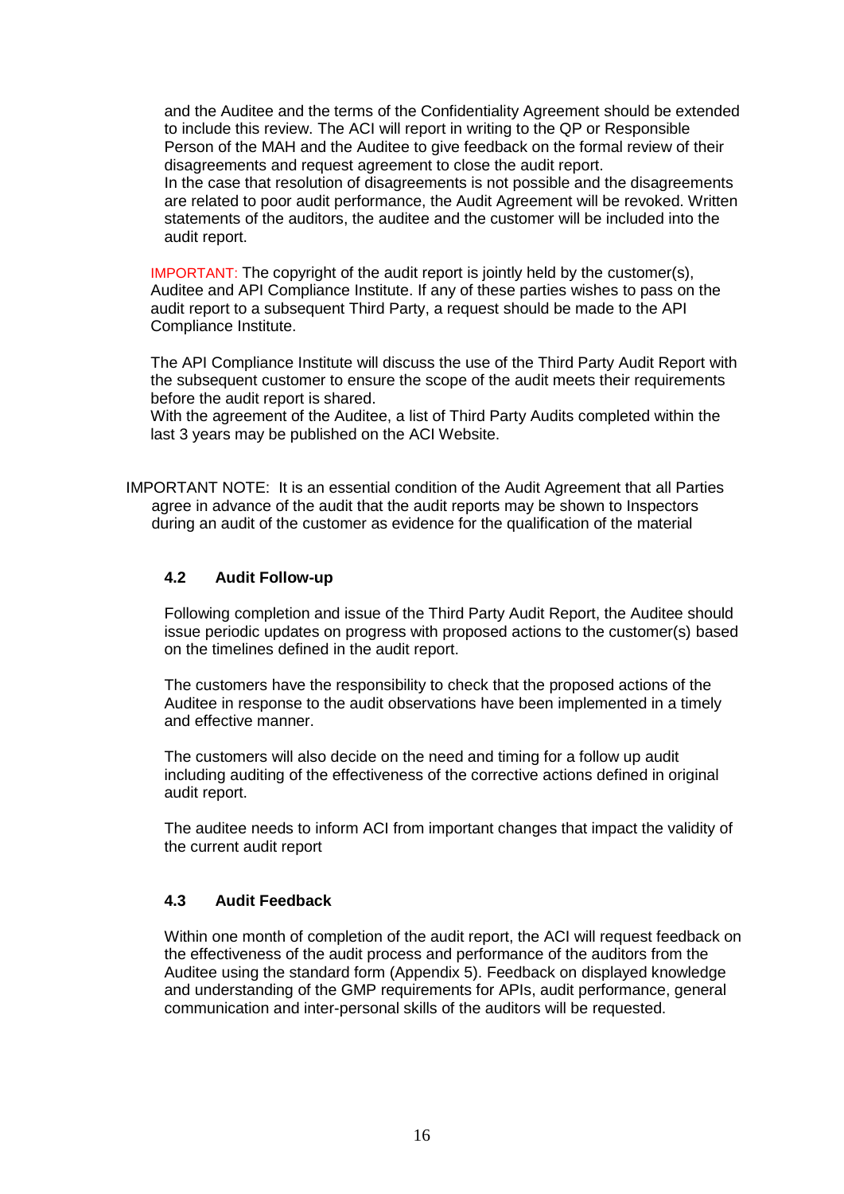and the Auditee and the terms of the Confidentiality Agreement should be extended to include this review. The ACI will report in writing to the QP or Responsible Person of the MAH and the Auditee to give feedback on the formal review of their disagreements and request agreement to close the audit report.
In the case that resolution of disagreements is not possible and the disagreements are related to poor audit performance, the Audit Agreement will be revoked. Written statements of the auditors, the auditee and the customer will be included into the audit report.

IMPORTANT: The copyright of the audit report is jointly held by the customer(s), Auditee and API Compliance Institute. If any of these parties wishes to pass on the audit report to a subsequent Third Party, a request should be made to the API Compliance Institute.

The API Compliance Institute will discuss the use of the Third Party Audit Report with the subsequent customer to ensure the scope of the audit meets their requirements before the audit report is shared.
With the agreement of the Auditee, a list of Third Party Audits completed within the last 3 years may be published on the ACI Website.

IMPORTANT NOTE: It is an essential condition of the Audit Agreement that all Parties agree in advance of the audit that the audit reports may be shown to Inspectors during an audit of the customer as evidence for the qualification of the material

### 4.2 Audit Follow-up

Following completion and issue of the Third Party Audit Report, the Auditee should issue periodic updates on progress with proposed actions to the customer(s) based on the timelines defined in the audit report.

The customers have the responsibility to check that the proposed actions of the Auditee in response to the audit observations have been implemented in a timely and effective manner.

The customers will also decide on the need and timing for a follow up audit including auditing of the effectiveness of the corrective actions defined in original audit report.

The auditee needs to inform ACI from important changes that impact the validity of the current audit report

### 4.3 Audit Feedback

Within one month of completion of the audit report, the ACI will request feedback on the effectiveness of the audit process and performance of the auditors from the Auditee using the standard form (Appendix 5). Feedback on displayed knowledge and understanding of the GMP requirements for APIs, audit performance, general communication and inter-personal skills of the auditors will be requested.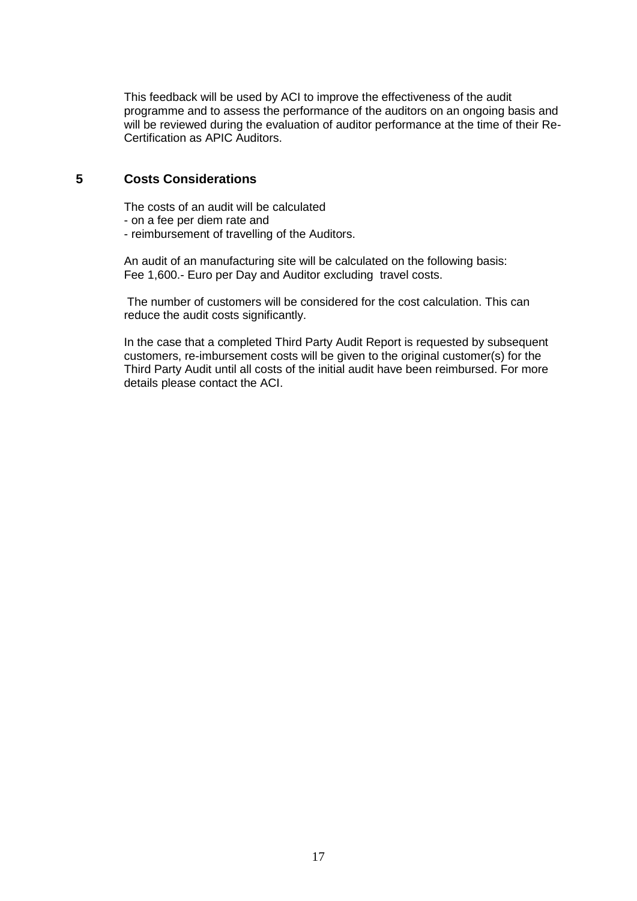This feedback will be used by ACI to improve the effectiveness of the audit programme and to assess the performance of the auditors on an ongoing basis and will be reviewed during the evaluation of auditor performance at the time of their Re-Certification as APIC Auditors.

## 5 Costs Considerations

The costs of an audit will be calculated
- on a fee per diem rate and
- reimbursement of travelling of the Auditors.

An audit of an manufacturing site will be calculated on the following basis:
Fee 1,600.- Euro per Day and Auditor excluding travel costs.

The number of customers will be considered for the cost calculation. This can reduce the audit costs significantly.

In the case that a completed Third Party Audit Report is requested by subsequent customers, re-imbursement costs will be given to the original customer(s) for the Third Party Audit until all costs of the initial audit have been reimbursed. For more details please contact the ACI.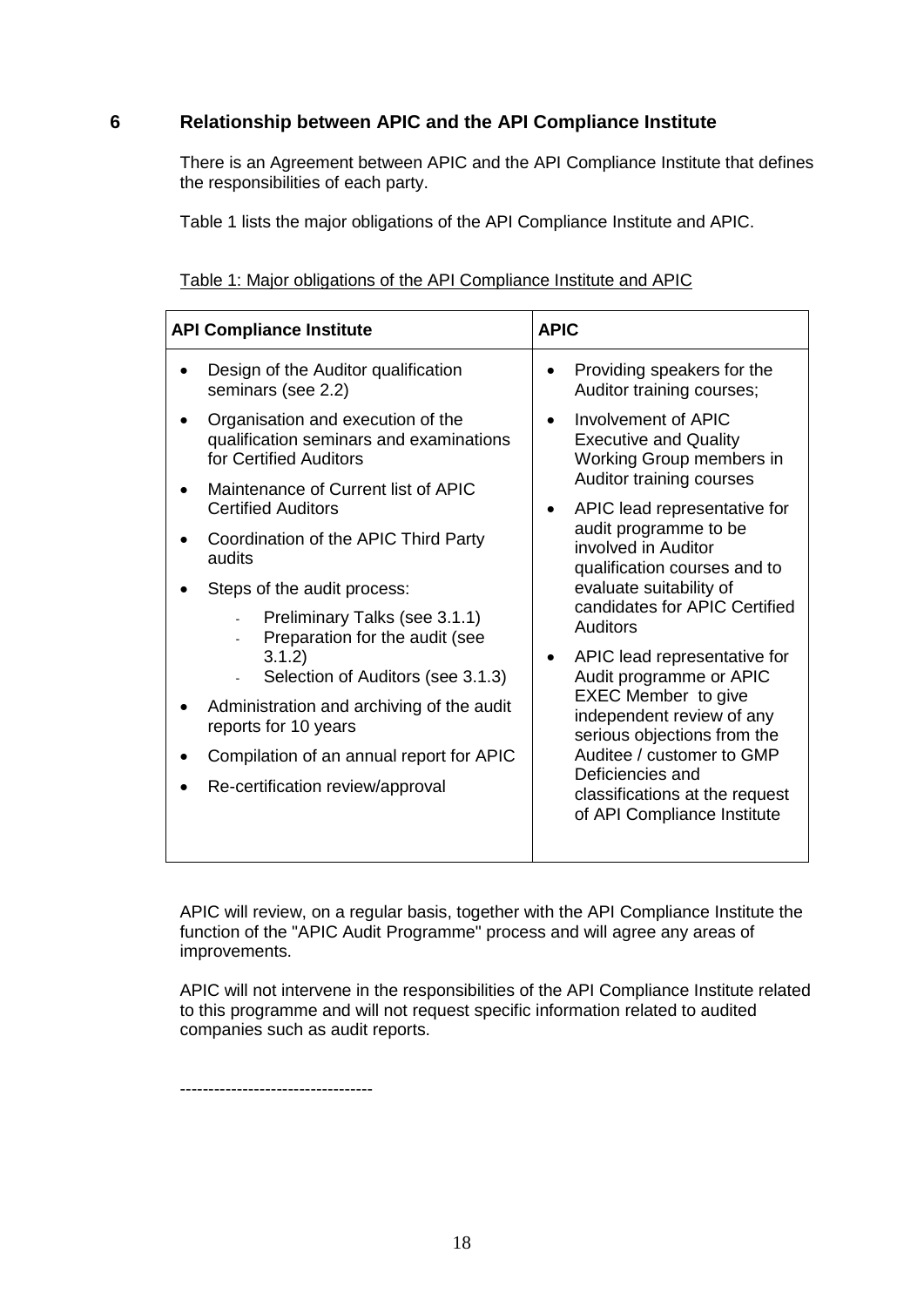## 6 Relationship between APIC and the API Compliance Institute

There is an Agreement between APIC and the API Compliance Institute that defines the responsibilities of each party.

Table 1 lists the major obligations of the API Compliance Institute and APIC.

Table 1: Major obligations of the API Compliance Institute and APIC

| API Compliance Institute | APIC |
| --- | --- |
| • Design of the Auditor qualification seminars (see 2.2)<br>• Organisation and execution of the qualification seminars and examinations for Certified Auditors<br>• Maintenance of Current list of APIC Certified Auditors<br>• Coordination of the APIC Third Party audits<br>• Steps of the audit process:<br>&nbsp;&nbsp;- Preliminary Talks (see 3.1.1)<br>&nbsp;&nbsp;- Preparation for the audit (see 3.1.2)<br>&nbsp;&nbsp;- Selection of Auditors (see 3.1.3)<br>• Administration and archiving of the audit reports for 10 years<br>• Compilation of an annual report for APIC<br>• Re-certification review/approval | • Providing speakers for the Auditor training courses;<br>• Involvement of APIC Executive and Quality Working Group members in Auditor training courses<br>• APIC lead representative for audit programme to be involved in Auditor qualification courses and to evaluate suitability of candidates for APIC Certified Auditors<br>• APIC lead representative for Audit programme or APIC EXEC Member to give independent review of any serious objections from the Auditee / customer to GMP Deficiencies and classifications at the request of API Compliance Institute |

APIC will review, on a regular basis, together with the API Compliance Institute the function of the "APIC Audit Programme" process and will agree any areas of improvements.

APIC will not intervene in the responsibilities of the API Compliance Institute related to this programme and will not request specific information related to audited companies such as audit reports.

---------------------------------